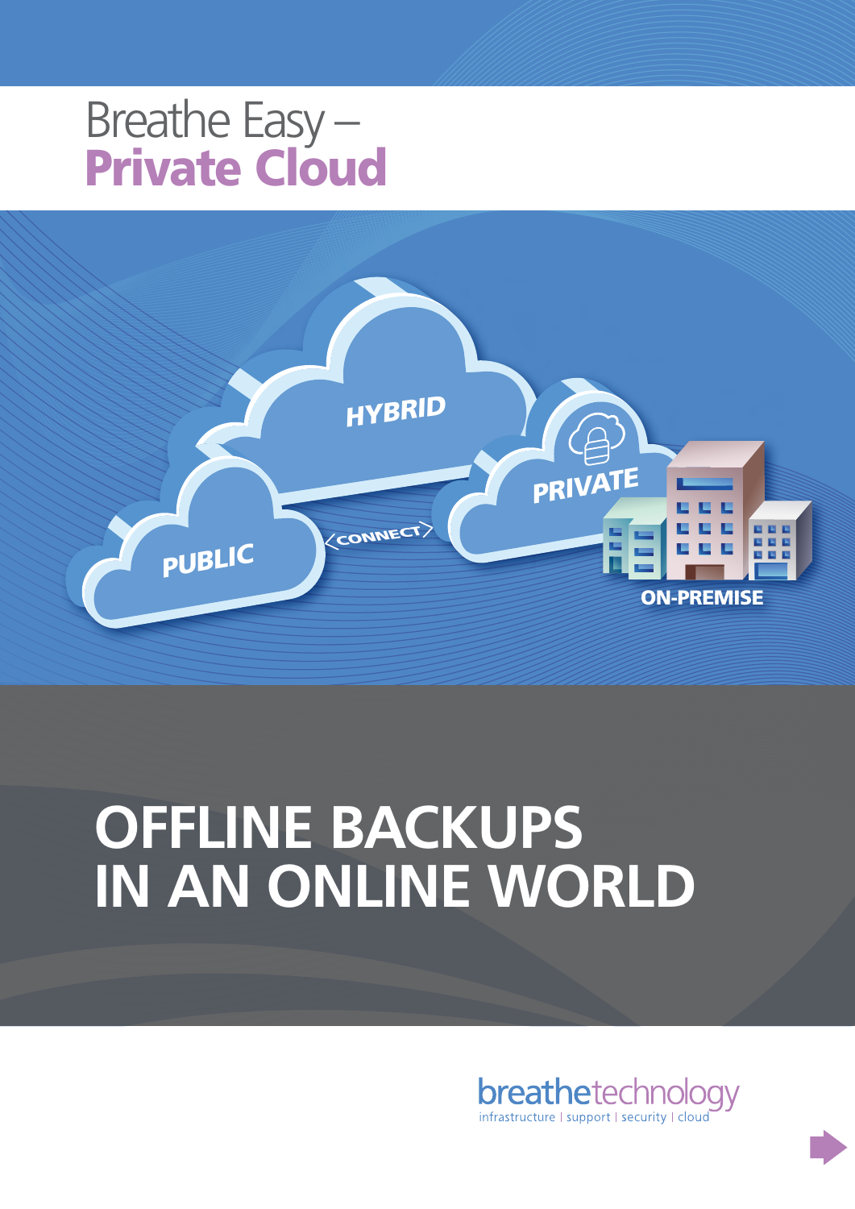# Breathe Easy – **Private Cloud**

HYBRID

PUBLIC

CONNECT

PRIVATE

ON-PREMISE

# OFFLINE BACKUPS IN AN ONLINE WORLD

breathetechnology

infrastructure | support | security | cloud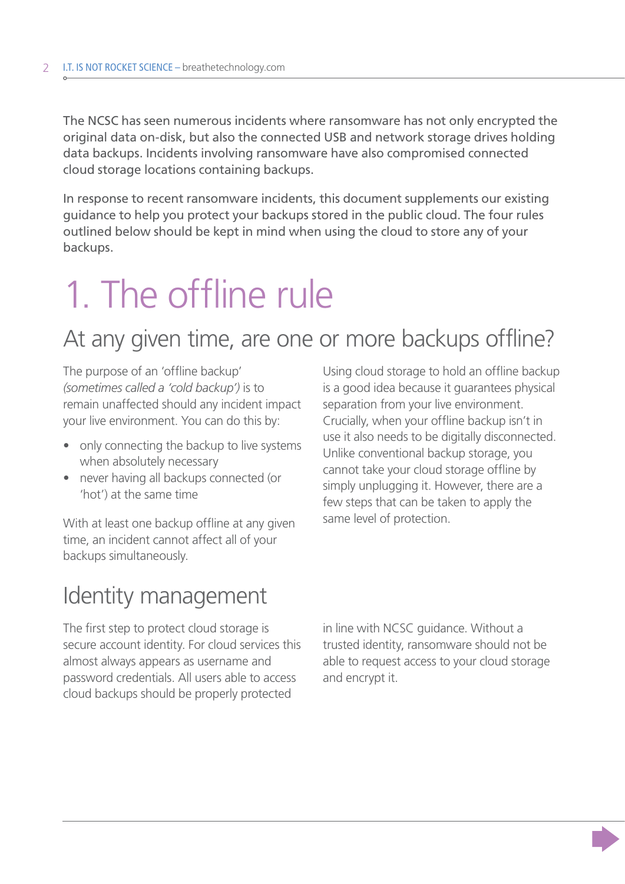The NCSC has seen numerous incidents where ransomware has not only encrypted the original data on-disk, but also the connected USB and network storage drives holding data backups. Incidents involving ransomware have also compromised connected cloud storage locations containing backups.

In response to recent ransomware incidents, this document supplements our existing guidance to help you protect your backups stored in the public cloud. The four rules outlined below should be kept in mind when using the cloud to store any of your backups.

# 1. The offline rule

## At any given time, are one or more backups offline?

The purpose of an 'offline backup' *(sometimes called a 'cold backup')* is to remain unaffected should any incident impact your live environment. You can do this by:

- only connecting the backup to live systems when absolutely necessary
- never having all backups connected (or 'hot') at the same time

With at least one backup offline at any given time, an incident cannot affect all of your backups simultaneously.

Using cloud storage to hold an offline backup is a good idea because it guarantees physical separation from your live environment. Crucially, when your offline backup isn't in use it also needs to be digitally disconnected. Unlike conventional backup storage, you cannot take your cloud storage offline by simply unplugging it. However, there are a few steps that can be taken to apply the same level of protection.

## Identity management

The first step to protect cloud storage is secure account identity. For cloud services this almost always appears as username and password credentials. All users able to access cloud backups should be properly protected in line with NCSC guidance. Without a trusted identity, ransomware should not be able to request access to your cloud storage and encrypt it.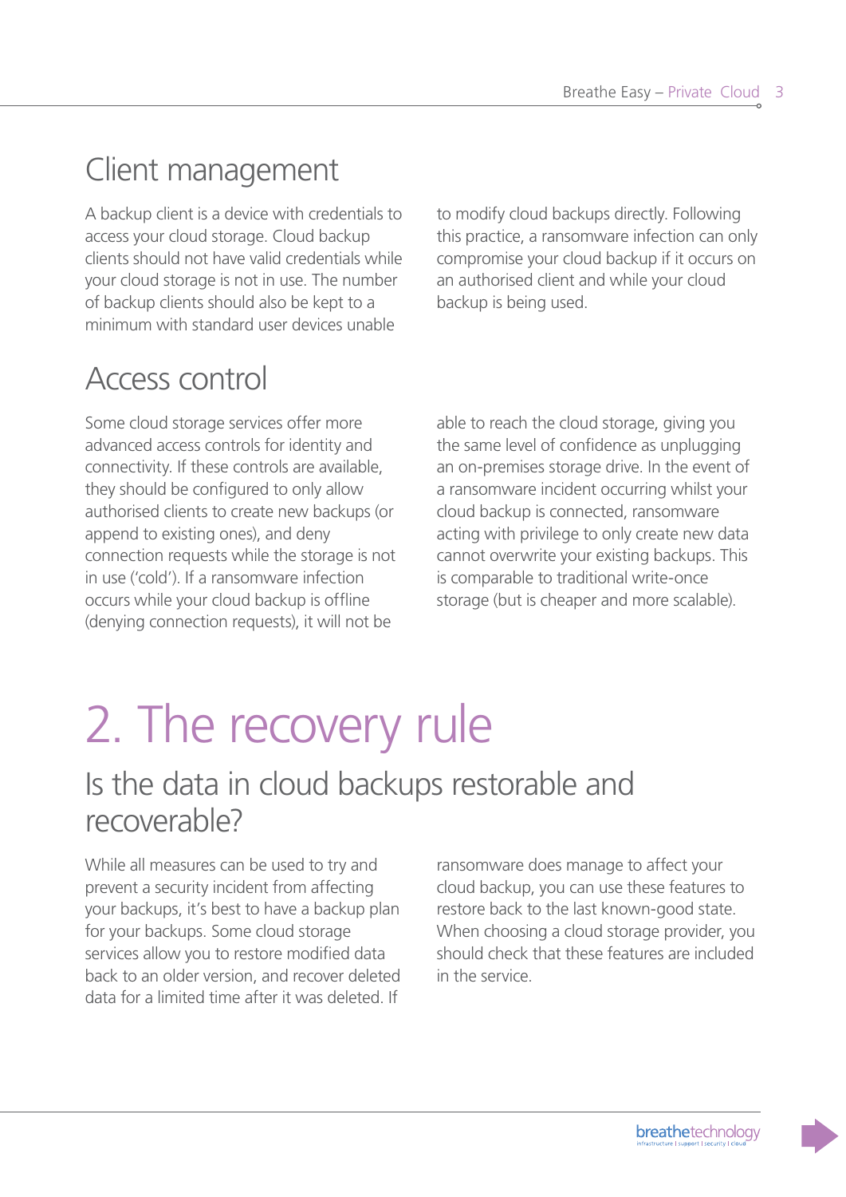## Client management

A backup client is a device with credentials to access your cloud storage. Cloud backup clients should not have valid credentials while your cloud storage is not in use. The number of backup clients should also be kept to a minimum with standard user devices unable to modify cloud backups directly. Following this practice, a ransomware infection can only compromise your cloud backup if it occurs on an authorised client and while your cloud backup is being used.

## Access control

Some cloud storage services offer more advanced access controls for identity and connectivity. If these controls are available, they should be configured to only allow authorised clients to create new backups (or append to existing ones), and deny connection requests while the storage is not in use ('cold'). If a ransomware infection occurs while your cloud backup is offline (denying connection requests), it will not be able to reach the cloud storage, giving you the same level of confidence as unplugging an on-premises storage drive. In the event of a ransomware incident occurring whilst your cloud backup is connected, ransomware acting with privilege to only create new data cannot overwrite your existing backups. This is comparable to traditional write-once storage (but is cheaper and more scalable).

# 2. The recovery rule

## Is the data in cloud backups restorable and recoverable?

While all measures can be used to try and prevent a security incident from affecting your backups, it's best to have a backup plan for your backups. Some cloud storage services allow you to restore modified data back to an older version, and recover deleted data for a limited time after it was deleted. If ransomware does manage to affect your cloud backup, you can use these features to restore back to the last known-good state. When choosing a cloud storage provider, you should check that these features are included in the service.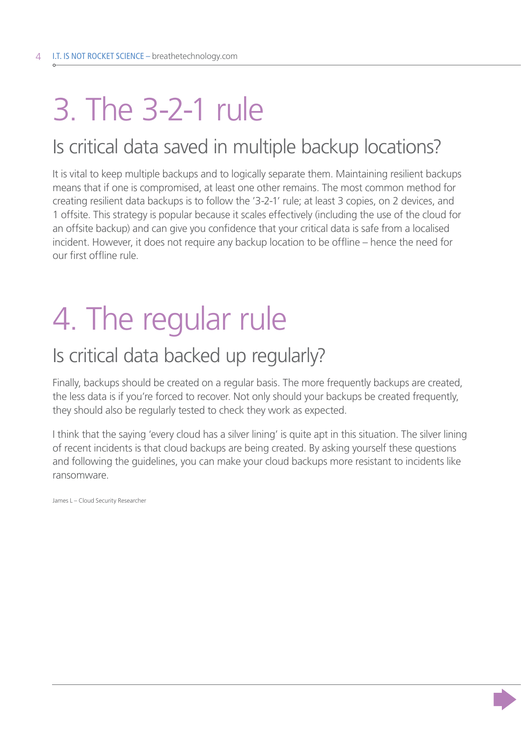# 3. The 3-2-1 rule

## Is critical data saved in multiple backup locations?

It is vital to keep multiple backups and to logically separate them. Maintaining resilient backups means that if one is compromised, at least one other remains. The most common method for creating resilient data backups is to follow the '3-2-1' rule; at least 3 copies, on 2 devices, and 1 offsite. This strategy is popular because it scales effectively (including the use of the cloud for an offsite backup) and can give you confidence that your critical data is safe from a localised incident. However, it does not require any backup location to be offline – hence the need for our first offline rule.

# 4. The regular rule

## Is critical data backed up regularly?

Finally, backups should be created on a regular basis. The more frequently backups are created, the less data is if you're forced to recover. Not only should your backups be created frequently, they should also be regularly tested to check they work as expected.

I think that the saying 'every cloud has a silver lining' is quite apt in this situation. The silver lining of recent incidents is that cloud backups are being created. By asking yourself these questions and following the guidelines, you can make your cloud backups more resistant to incidents like ransomware.

James L – Cloud Security Researcher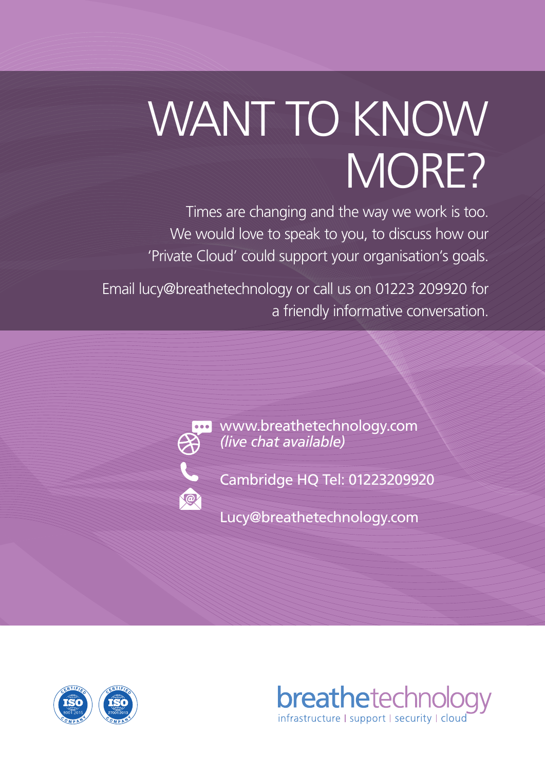# WANT TO KNOW MORE?

Times are changing and the way we work is too. We would love to speak to you, to discuss how our 'Private Cloud' could support your organisation's goals.

Email lucy@breathetechnology or call us on 01223 209920 for a friendly informative conversation.

www.breathetechnology.com
*(live chat available)*

Cambridge HQ Tel: 01223209920

Lucy@breathetechnology.com

breathetechnology
infrastructure | support | security | cloud